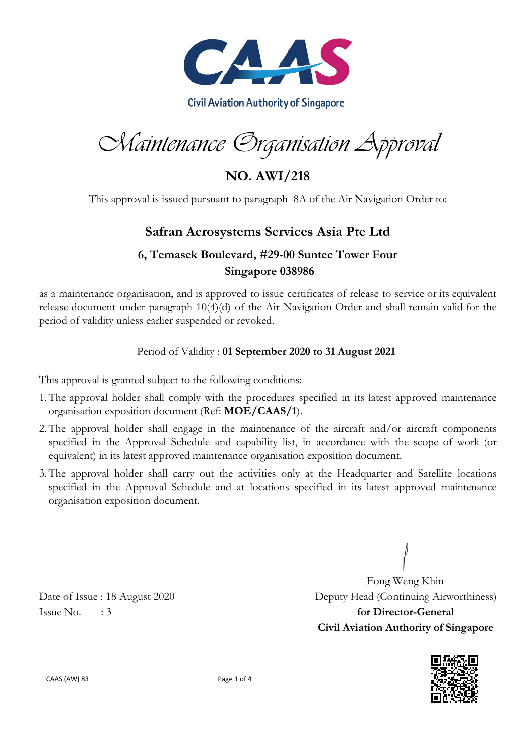Civil Aviation Authority of Singapore

# *Maintenance Organisation Approval*

## NO. AWI/218

This approval is issued pursuant to paragraph 8A of the Air Navigation Order to:

### Safran Aerosystems Services Asia Pte Ltd

**6, Temasek Boulevard, #29-00 Suntec Tower Four**
**Singapore 038986**

as a maintenance organisation, and is approved to issue certificates of release to service or its equivalent release document under paragraph 10(4)(d) of the Air Navigation Order and shall remain valid for the period of validity unless earlier suspended or revoked.

Period of Validity : **01 September 2020 to 31 August 2021**

This approval is granted subject to the following conditions:

1. The approval holder shall comply with the procedures specified in its latest approved maintenance organisation exposition document (Ref: **MOE/CAAS/1**).
2. The approval holder shall engage in the maintenance of the aircraft and/or aircraft components specified in the Approval Schedule and capability list, in accordance with the scope of work (or equivalent) in its latest approved maintenance organisation exposition document.
3. The approval holder shall carry out the activities only at the Headquarter and Satellite locations specified in the Approval Schedule and at locations specified in its latest approved maintenance organisation exposition document.

Date of Issue : 18 August 2020
Issue No. : 3

Fong Weng Khin
Deputy Head (Continuing Airworthiness)
**for Director-General**
**Civil Aviation Authority of Singapore**

CAAS (AW) 83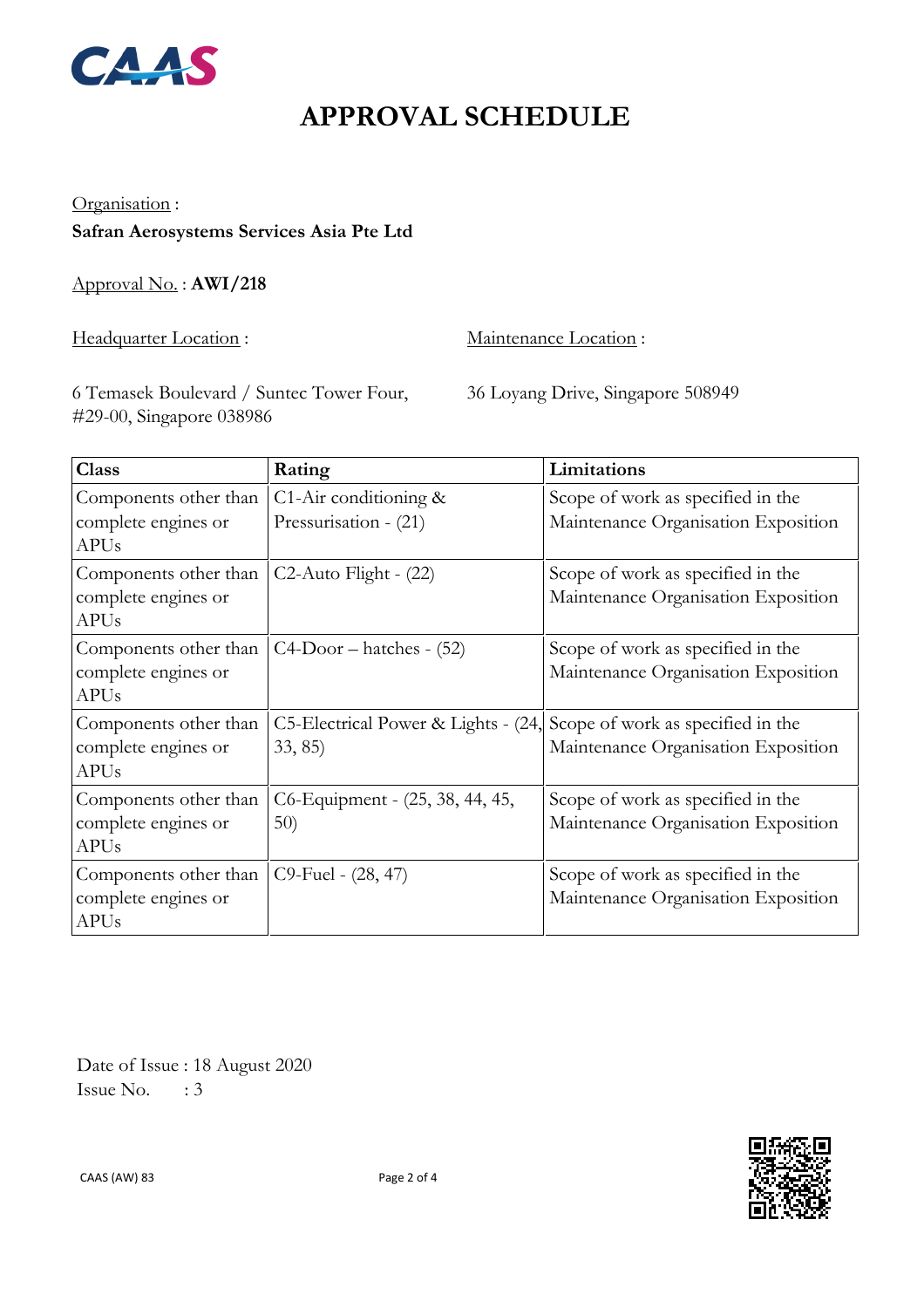CAAS

# APPROVAL SCHEDULE

Organisation :
**Safran Aerosystems Services Asia Pte Ltd**

Approval No. : **AWI/218**

Headquarter Location :

6 Temasek Boulevard / Suntec Tower Four, #29-00, Singapore 038986

Maintenance Location :

36 Loyang Drive, Singapore 508949

| Class | Rating | Limitations |
|---|---|---|
| Components other than complete engines or APUs | C1-Air conditioning & Pressurisation - (21) | Scope of work as specified in the Maintenance Organisation Exposition |
| Components other than complete engines or APUs | C2-Auto Flight - (22) | Scope of work as specified in the Maintenance Organisation Exposition |
| Components other than complete engines or APUs | C4-Door – hatches - (52) | Scope of work as specified in the Maintenance Organisation Exposition |
| Components other than complete engines or APUs | C5-Electrical Power & Lights - (24, 33, 85) | Scope of work as specified in the Maintenance Organisation Exposition |
| Components other than complete engines or APUs | C6-Equipment - (25, 38, 44, 45, 50) | Scope of work as specified in the Maintenance Organisation Exposition |
| Components other than complete engines or APUs | C9-Fuel - (28, 47) | Scope of work as specified in the Maintenance Organisation Exposition |

Date of Issue : 18 August 2020
Issue No. : 3

CAAS (AW) 83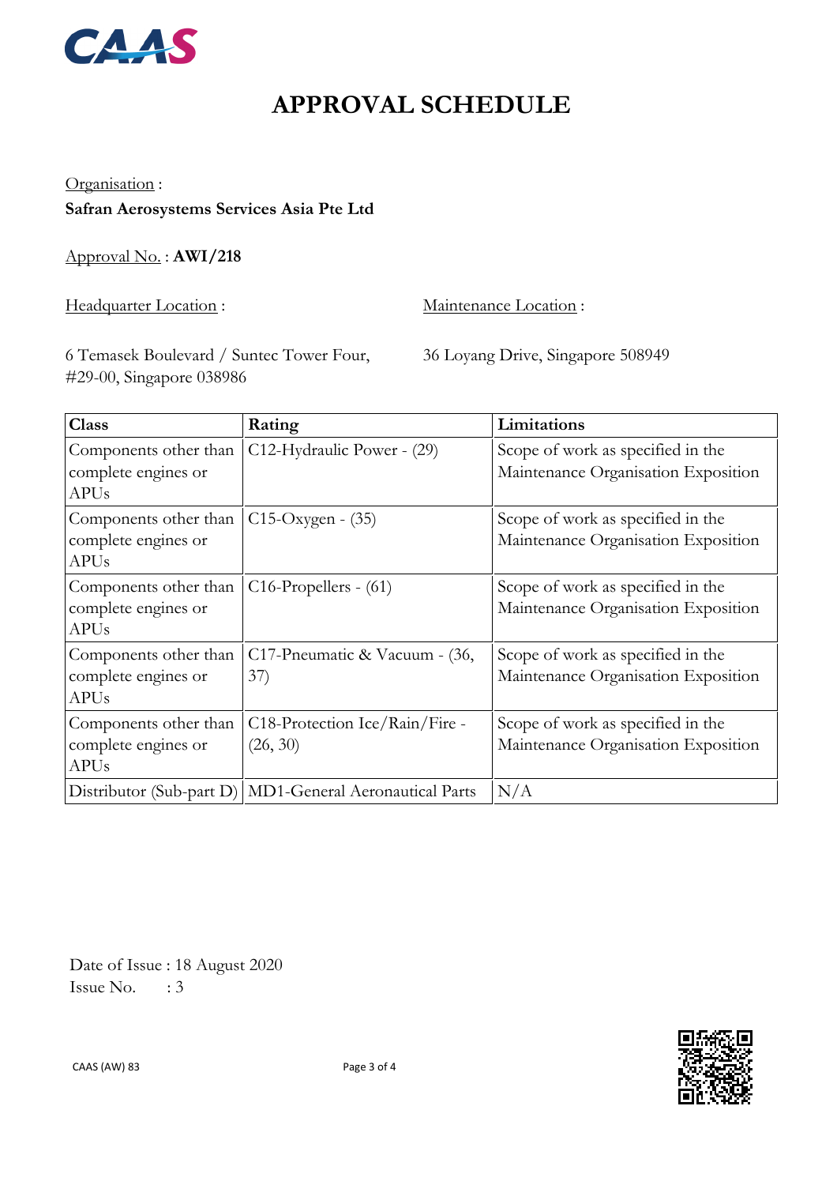# APPROVAL SCHEDULE

Organisation :
**Safran Aerosystems Services Asia Pte Ltd**

Approval No. : **AWI/218**

Headquarter Location :

6 Temasek Boulevard / Suntec Tower Four,
#29-00, Singapore 038986

Maintenance Location :

36 Loyang Drive, Singapore 508949

| Class | Rating | Limitations |
|---|---|---|
| Components other than complete engines or APUs | C12-Hydraulic Power - (29) | Scope of work as specified in the Maintenance Organisation Exposition |
| Components other than complete engines or APUs | C15-Oxygen - (35) | Scope of work as specified in the Maintenance Organisation Exposition |
| Components other than complete engines or APUs | C16-Propellers - (61) | Scope of work as specified in the Maintenance Organisation Exposition |
| Components other than complete engines or APUs | C17-Pneumatic & Vacuum - (36, 37) | Scope of work as specified in the Maintenance Organisation Exposition |
| Components other than complete engines or APUs | C18-Protection Ice/Rain/Fire - (26, 30) | Scope of work as specified in the Maintenance Organisation Exposition |
| Distributor (Sub-part D) | MD1-General Aeronautical Parts | N/A |

Date of Issue : 18 August 2020
Issue No. : 3

CAAS (AW) 83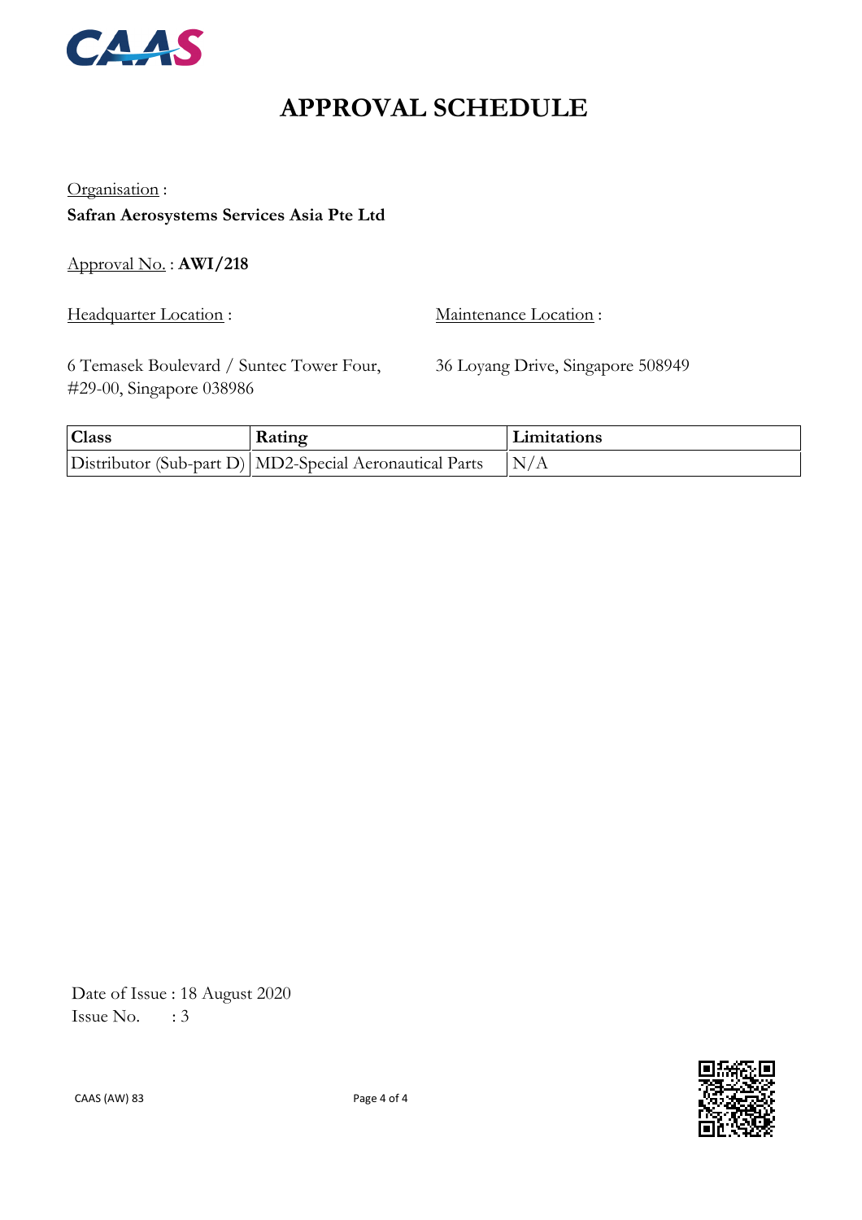# APPROVAL SCHEDULE

Organisation :

**Safran Aerosystems Services Asia Pte Ltd**

Approval No. : **AWI/218**

Headquarter Location :

6 Temasek Boulevard / Suntec Tower Four,
#29-00, Singapore 038986

Maintenance Location :

36 Loyang Drive, Singapore 508949

| Class | Rating | Limitations |
|---|---|---|
| Distributor (Sub-part D) | MD2-Special Aeronautical Parts | N/A |

Date of Issue : 18 August 2020
Issue No. : 3

CAAS (AW) 83